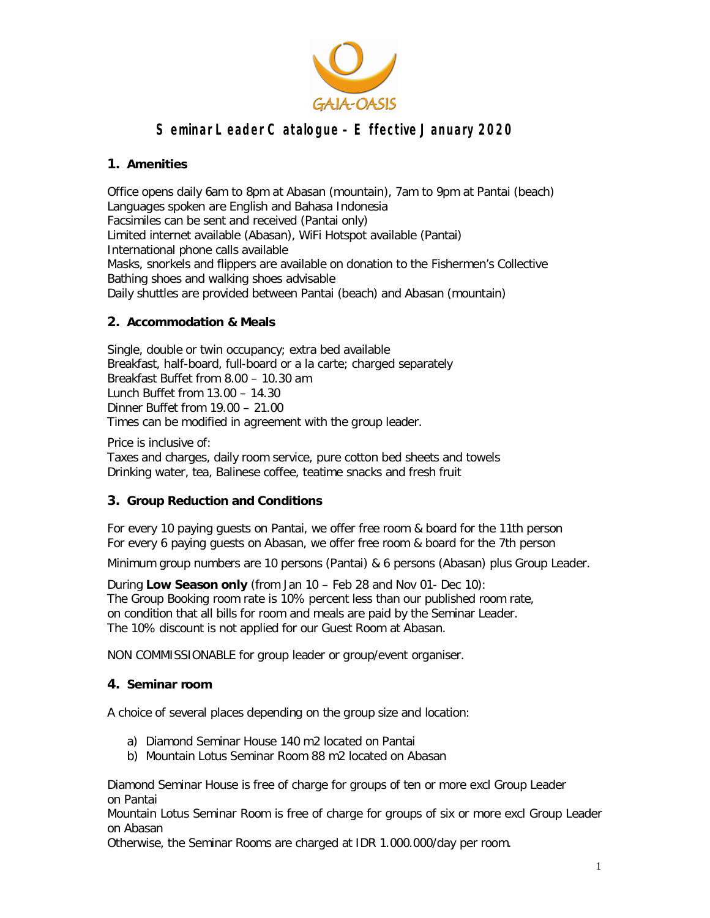GAIA-OASIS

# Seminar Leader Catalogue – Effective January 2020

## 1. Amenities

Office opens daily 6am to 8pm at Abasan (mountain), 7am to 9pm at Pantai (beach)
Languages spoken are English and Bahasa Indonesia
Facsimiles can be sent and received (Pantai only)
Limited internet available (Abasan), WiFi Hotspot available (Pantai)
International phone calls available
Masks, snorkels and flippers are available on donation to the Fishermen's Collective
Bathing shoes and walking shoes advisable
Daily shuttles are provided between Pantai (beach) and Abasan (mountain)

## 2. Accommodation & Meals

Single, double or twin occupancy; extra bed available
Breakfast, half-board, full-board or a la carte; charged separately
Breakfast Buffet from 8.00 – 10.30 am
Lunch Buffet from 13.00 – 14.30
Dinner Buffet from 19.00 – 21.00
Times can be modified in agreement with the group leader.

Price is inclusive of:
Taxes and charges, daily room service, pure cotton bed sheets and towels
Drinking water, tea, Balinese coffee, teatime snacks and fresh fruit

## 3. Group Reduction and Conditions

For every 10 paying guests on Pantai, we offer free room & board for the 11th person
For every 6 paying guests on Abasan, we offer free room & board for the 7th person

Minimum group numbers are 10 persons (Pantai) & 6 persons (Abasan) plus Group Leader.

During **Low Season only** (from Jan 10 – Feb 28 and Nov 01- Dec 10):
The Group Booking room rate is 10% percent less than our published room rate,
on condition that all bills for room and meals are paid by the Seminar Leader.
The 10% discount is not applied for our Guest Room at Abasan.

NON COMMISSIONABLE for group leader or group/event organiser.

## 4. Seminar room

A choice of several places depending on the group size and location:

a) Diamond Seminar House 140 m2 located on Pantai
b) Mountain Lotus Seminar Room 88 m2 located on Abasan

Diamond Seminar House is free of charge for groups of ten or more excl Group Leader on Pantai
Mountain Lotus Seminar Room is free of charge for groups of six or more excl Group Leader on Abasan
Otherwise, the Seminar Rooms are charged at IDR 1.000.000/day per room.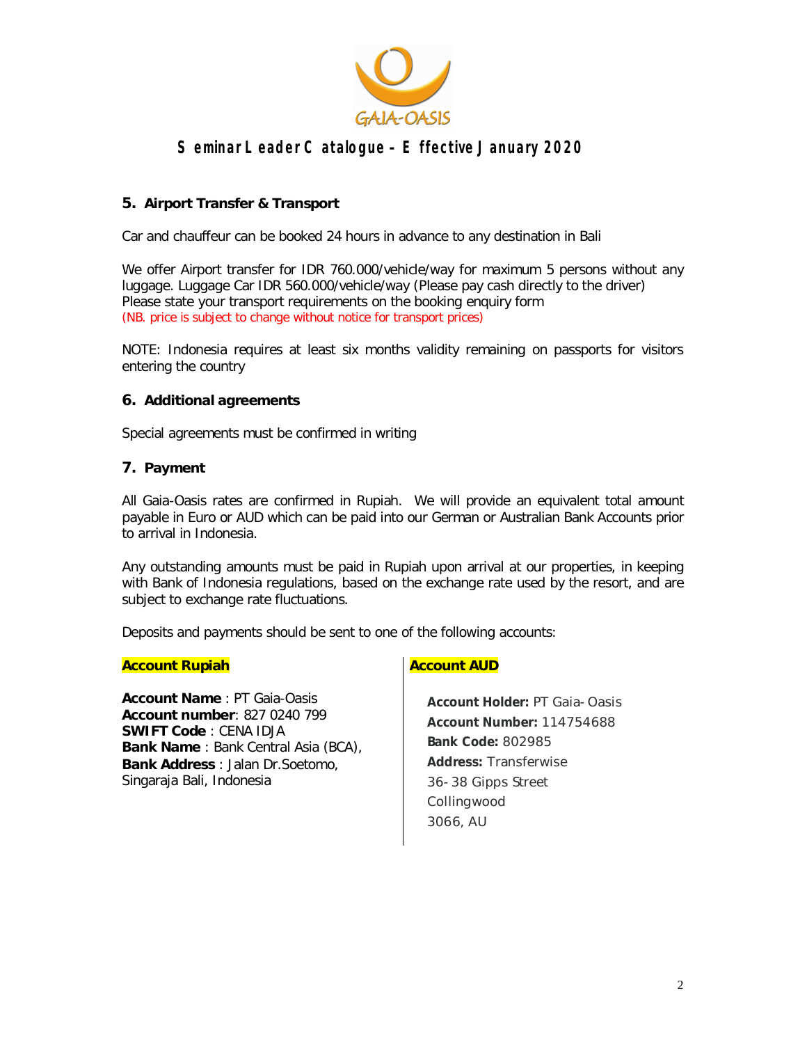## Seminar Leader Catalogue – Effective January 2020

### 5. Airport Transfer & Transport

Car and chauffeur can be booked 24 hours in advance to any destination in Bali

We offer Airport transfer for IDR 760.000/vehicle/way for maximum 5 persons without any luggage. Luggage Car IDR 560.000/vehicle/way (Please pay cash directly to the driver)
Please state your transport requirements on the booking enquiry form
(NB. price is subject to change without notice for transport prices)

NOTE: Indonesia requires at least six months validity remaining on passports for visitors entering the country

### 6. Additional agreements

Special agreements must be confirmed in writing

### 7. Payment

All Gaia-Oasis rates are confirmed in Rupiah. We will provide an equivalent total amount payable in Euro or AUD which can be paid into our German or Australian Bank Accounts prior to arrival in Indonesia.

Any outstanding amounts must be paid in Rupiah upon arrival at our properties, in keeping with Bank of Indonesia regulations, based on the exchange rate used by the resort, and are subject to exchange rate fluctuations.

Deposits and payments should be sent to one of the following accounts:

**Account Rupiah**

**Account Name** : PT Gaia-Oasis
**Account number**: 827 0240 799
**SWIFT Code** : CENA IDJA
**Bank Name** : Bank Central Asia (BCA),
**Bank Address** : Jalan Dr.Soetomo, Singaraja Bali, Indonesia

**Account AUD**

**Account Holder:** PT Gaia-Oasis
**Account Number:** 114754688
**Bank Code:** 802985
**Address:** Transferwise
36-38 Gipps Street
Collingwood
3066, AU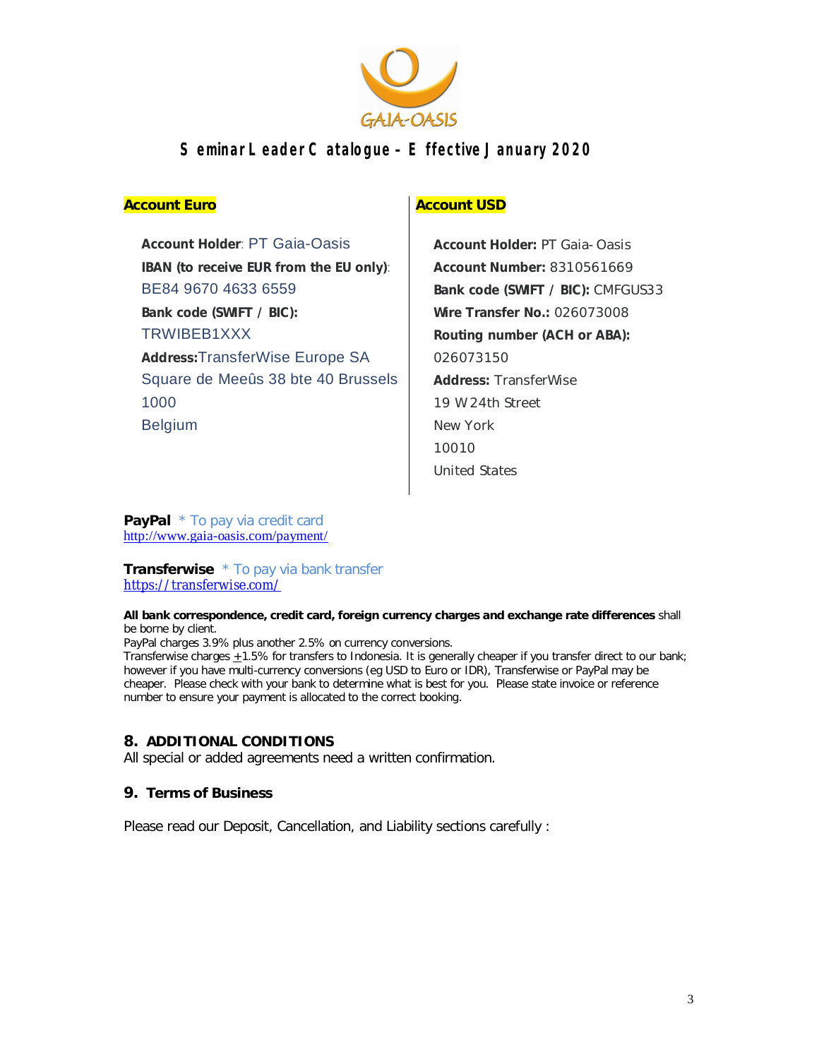GAIA-OASIS

# Seminar Leader Catalogue – Effective January 2020

**Account Euro**

**Account Holder**: PT Gaia-Oasis
**IBAN (to receive EUR from the EU only)**: BE84 9670 4633 6559
**Bank code (SWIFT / BIC):** TRWIBEB1XXX
**Address:** TransferWise Europe SA
Square de Meeûs 38 bte 40 Brussels
1000
Belgium

**Account USD**

**Account Holder:** PT Gaia- Oasis
**Account Number:** 8310561669
**Bank code (SWIFT / BIC):** CMFGUS33
**Wire Transfer No.:** 026073008
**Routing number (ACH or ABA):** 026073150
**Address:** TransferWise
19 W 24th Street
New York
10010
United States

**PayPal** * To pay via credit card
http://www.gaia-oasis.com/payment/

**Transferwise** * To pay via bank transfer
https://transferwise.com/

**All bank correspondence, credit card, foreign currency charges and exchange rate differences** shall be borne by client.
PayPal charges 3.9% plus another 2.5% on currency conversions.
Transferwise charges ±1.5% for transfers to Indonesia. It is generally cheaper if you transfer direct to our bank; however if you have multi-currency conversions (eg USD to Euro or IDR), Transferwise or PayPal may be cheaper. Please check with your bank to determine what is best for you. Please state invoice or reference number to ensure your payment is allocated to the correct booking.

## 8. ADDITIONAL CONDITIONS

All special or added agreements need a written confirmation.

## 9. Terms of Business

Please read our Deposit, Cancellation, and Liability sections carefully :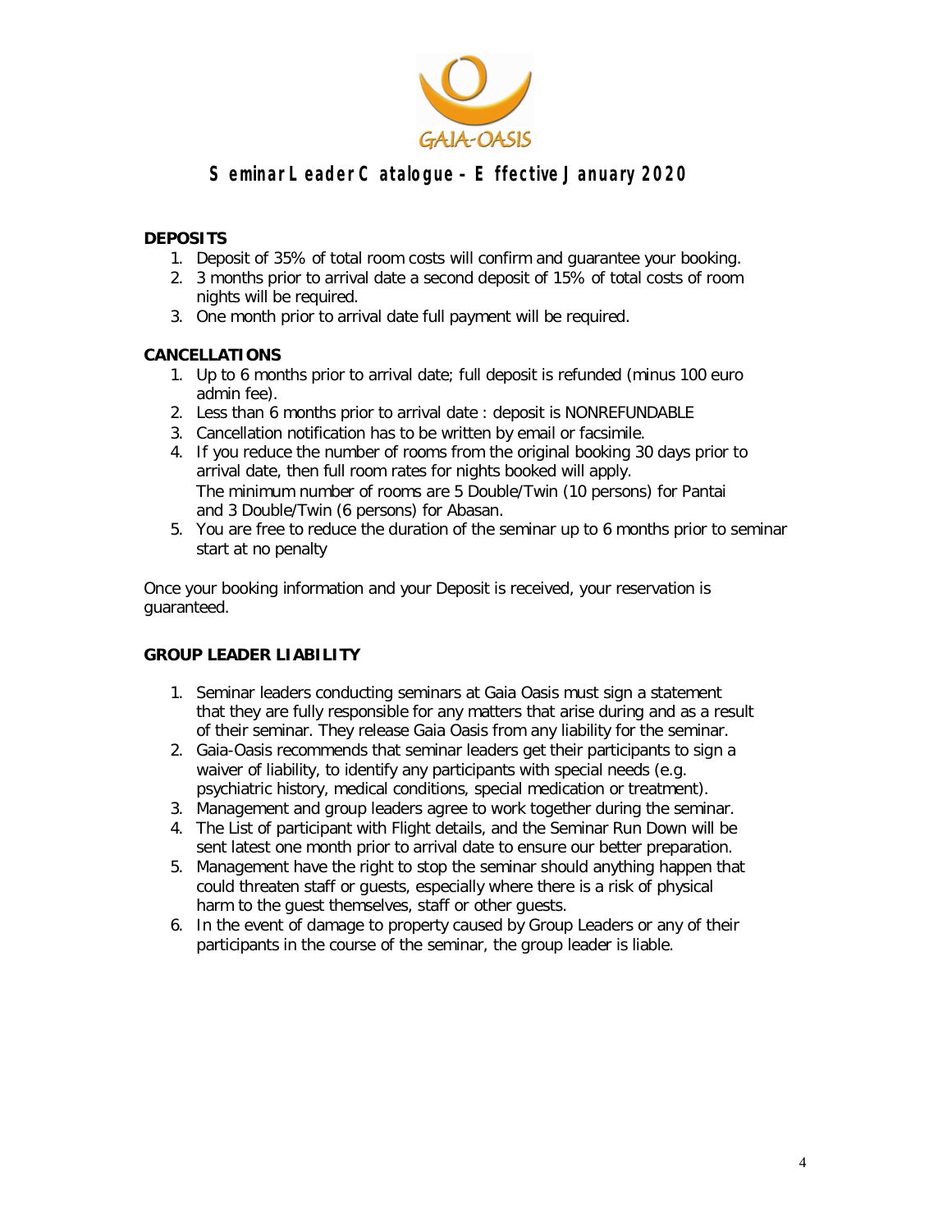GAIA-OASIS

## Seminar Leader Catalogue – Effective January 2020

**DEPOSITS**

1. Deposit of 35% of total room costs will confirm and guarantee your booking.
2. 3 months prior to arrival date a second deposit of 15% of total costs of room nights will be required.
3. One month prior to arrival date full payment will be required.

**CANCELLATIONS**

1. Up to 6 months prior to arrival date; full deposit is refunded (minus 100 euro admin fee).
2. Less than 6 months prior to arrival date : deposit is NONREFUNDABLE
3. Cancellation notification has to be written by email or facsimile.
4. If you reduce the number of rooms from the original booking 30 days prior to arrival date, then full room rates for nights booked will apply. The minimum number of rooms are 5 Double/Twin (10 persons) for Pantai and 3 Double/Twin (6 persons) for Abasan.
5. You are free to reduce the duration of the seminar up to 6 months prior to seminar start at no penalty

Once your booking information and your Deposit is received, your reservation is guaranteed.

**GROUP LEADER LIABILITY**

1. Seminar leaders conducting seminars at Gaia Oasis must sign a statement that they are fully responsible for any matters that arise during and as a result of their seminar. They release Gaia Oasis from any liability for the seminar.
2. Gaia-Oasis recommends that seminar leaders get their participants to sign a waiver of liability, to identify any participants with special needs (e.g. psychiatric history, medical conditions, special medication or treatment).
3. Management and group leaders agree to work together during the seminar.
4. The List of participant with Flight details, and the Seminar Run Down will be sent latest one month prior to arrival date to ensure our better preparation.
5. Management have the right to stop the seminar should anything happen that could threaten staff or guests, especially where there is a risk of physical harm to the guest themselves, staff or other guests.
6. In the event of damage to property caused by Group Leaders or any of their participants in the course of the seminar, the group leader is liable.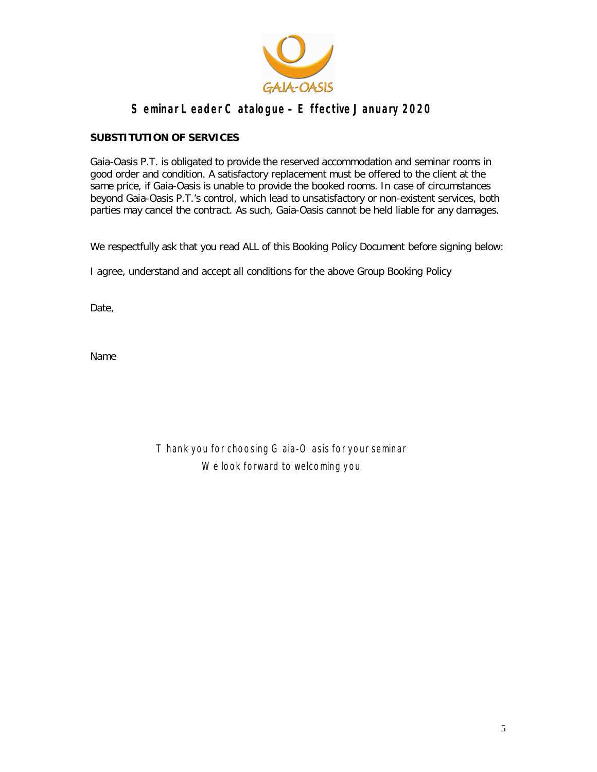# Seminar Leader Catalogue – Effective January 2020

**SUBSTITUTION OF SERVICES**

Gaia-Oasis P.T. is obligated to provide the reserved accommodation and seminar rooms in good order and condition. A satisfactory replacement must be offered to the client at the same price, if Gaia-Oasis is unable to provide the booked rooms. In case of circumstances beyond Gaia-Oasis P.T.'s control, which lead to unsatisfactory or non-existent services, both parties may cancel the contract. As such, Gaia-Oasis cannot be held liable for any damages.

We respectfully ask that you read ALL of this Booking Policy Document before signing below:

I agree, understand and accept all conditions for the above Group Booking Policy

Date,

Name

Thank you for choosing Gaia-Oasis for your seminar
We look forward to welcoming you